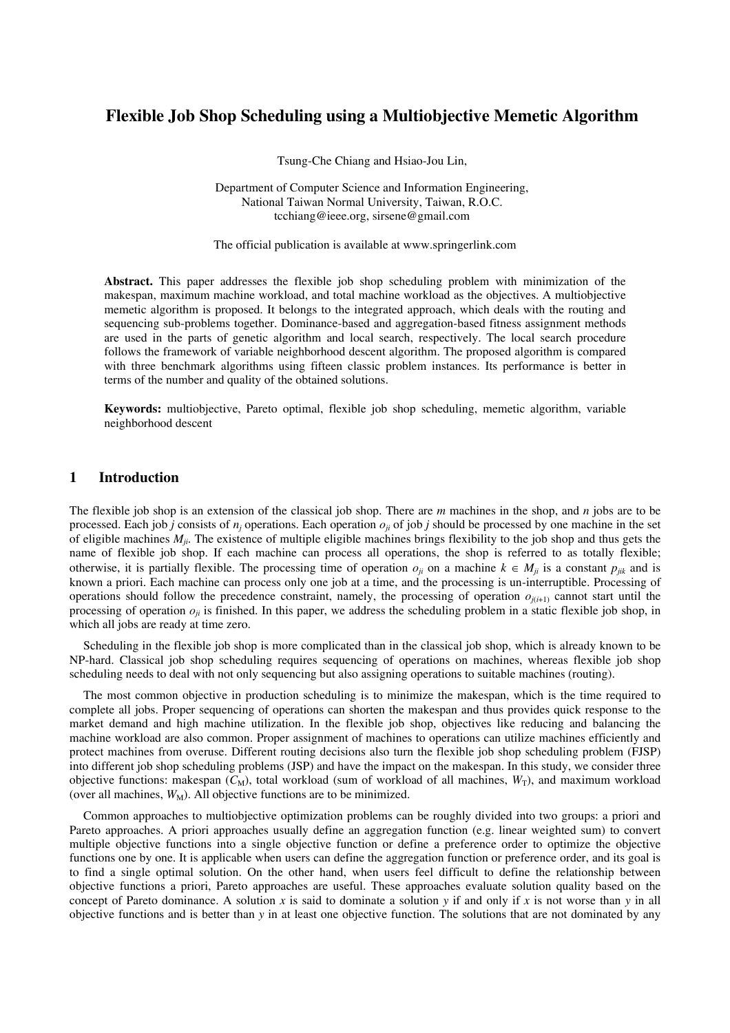# Flexible Job Shop Scheduling using a Multiobjective Memetic Algorithm

Tsung-Che Chiang and Hsiao-Jou Lin,

Department of Computer Science and Information Engineering,
National Taiwan Normal University, Taiwan, R.O.C.
tcchiang@ieee.org, sirsene@gmail.com

The official publication is available at www.springerlink.com

**Abstract.** This paper addresses the flexible job shop scheduling problem with minimization of the makespan, maximum machine workload, and total machine workload as the objectives. A multiobjective memetic algorithm is proposed. It belongs to the integrated approach, which deals with the routing and sequencing sub-problems together. Dominance-based and aggregation-based fitness assignment methods are used in the parts of genetic algorithm and local search, respectively. The local search procedure follows the framework of variable neighborhood descent algorithm. The proposed algorithm is compared with three benchmark algorithms using fifteen classic problem instances. Its performance is better in terms of the number and quality of the obtained solutions.

**Keywords:** multiobjective, Pareto optimal, flexible job shop scheduling, memetic algorithm, variable neighborhood descent

## 1 Introduction

The flexible job shop is an extension of the classical job shop. There are *m* machines in the shop, and *n* jobs are to be processed. Each job *j* consists of $n_j$ operations. Each operation $o_{ji}$ of job *j* should be processed by one machine in the set of eligible machines $M_{ji}$. The existence of multiple eligible machines brings flexibility to the job shop and thus gets the name of flexible job shop. If each machine can process all operations, the shop is referred to as totally flexible; otherwise, it is partially flexible. The processing time of operation $o_{ji}$ on a machine $k \in M_{ji}$ is a constant $p_{jik}$ and is known a priori. Each machine can process only one job at a time, and the processing is un-interruptible. Processing of operations should follow the precedence constraint, namely, the processing of operation $o_{j(i+1)}$ cannot start until the processing of operation $o_{ji}$ is finished. In this paper, we address the scheduling problem in a static flexible job shop, in which all jobs are ready at time zero.

Scheduling in the flexible job shop is more complicated than in the classical job shop, which is already known to be NP-hard. Classical job shop scheduling requires sequencing of operations on machines, whereas flexible job shop scheduling needs to deal with not only sequencing but also assigning operations to suitable machines (routing).

The most common objective in production scheduling is to minimize the makespan, which is the time required to complete all jobs. Proper sequencing of operations can shorten the makespan and thus provides quick response to the market demand and high machine utilization. In the flexible job shop, objectives like reducing and balancing the machine workload are also common. Proper assignment of machines to operations can utilize machines efficiently and protect machines from overuse. Different routing decisions also turn the flexible job shop scheduling problem (FJSP) into different job shop scheduling problems (JSP) and have the impact on the makespan. In this study, we consider three objective functions: makespan ($C_M$), total workload (sum of workload of all machines, $W_T$), and maximum workload (over all machines, $W_M$). All objective functions are to be minimized.

Common approaches to multiobjective optimization problems can be roughly divided into two groups: a priori and Pareto approaches. A priori approaches usually define an aggregation function (e.g. linear weighted sum) to convert multiple objective functions into a single objective function or define a preference order to optimize the objective functions one by one. It is applicable when users can define the aggregation function or preference order, and its goal is to find a single optimal solution. On the other hand, when users feel difficult to define the relationship between objective functions a priori, Pareto approaches are useful. These approaches evaluate solution quality based on the concept of Pareto dominance. A solution *x* is said to dominate a solution *y* if and only if *x* is not worse than *y* in all objective functions and is better than *y* in at least one objective function. The solutions that are not dominated by any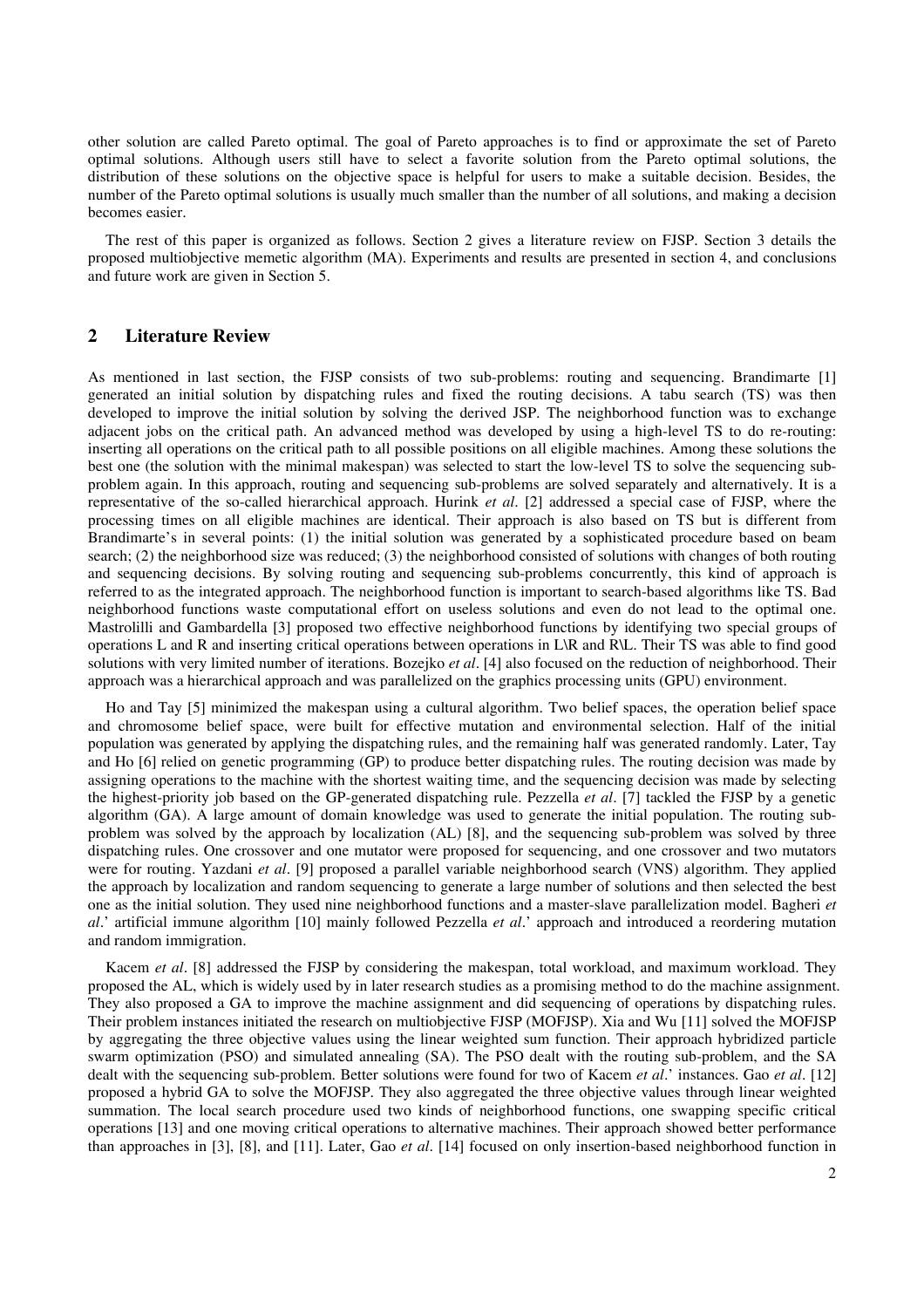other solution are called Pareto optimal. The goal of Pareto approaches is to find or approximate the set of Pareto optimal solutions. Although users still have to select a favorite solution from the Pareto optimal solutions, the distribution of these solutions on the objective space is helpful for users to make a suitable decision. Besides, the number of the Pareto optimal solutions is usually much smaller than the number of all solutions, and making a decision becomes easier.

The rest of this paper is organized as follows. Section 2 gives a literature review on FJSP. Section 3 details the proposed multiobjective memetic algorithm (MA). Experiments and results are presented in section 4, and conclusions and future work are given in Section 5.

## 2 Literature Review

As mentioned in last section, the FJSP consists of two sub-problems: routing and sequencing. Brandimarte [1] generated an initial solution by dispatching rules and fixed the routing decisions. A tabu search (TS) was then developed to improve the initial solution by solving the derived JSP. The neighborhood function was to exchange adjacent jobs on the critical path. An advanced method was developed by using a high-level TS to do re-routing: inserting all operations on the critical path to all possible positions on all eligible machines. Among these solutions the best one (the solution with the minimal makespan) was selected to start the low-level TS to solve the sequencing sub-problem again. In this approach, routing and sequencing sub-problems are solved separately and alternatively. It is a representative of the so-called hierarchical approach. Hurink *et al*. [2] addressed a special case of FJSP, where the processing times on all eligible machines are identical. Their approach is also based on TS but is different from Brandimarte's in several points: (1) the initial solution was generated by a sophisticated procedure based on beam search; (2) the neighborhood size was reduced; (3) the neighborhood consisted of solutions with changes of both routing and sequencing decisions. By solving routing and sequencing sub-problems concurrently, this kind of approach is referred to as the integrated approach. The neighborhood function is important to search-based algorithms like TS. Bad neighborhood functions waste computational effort on useless solutions and even do not lead to the optimal one. Mastrolilli and Gambardella [3] proposed two effective neighborhood functions by identifying two special groups of operations L and R and inserting critical operations between operations in L\R and R\L. Their TS was able to find good solutions with very limited number of iterations. Bozejko *et al*. [4] also focused on the reduction of neighborhood. Their approach was a hierarchical approach and was parallelized on the graphics processing units (GPU) environment.

Ho and Tay [5] minimized the makespan using a cultural algorithm. Two belief spaces, the operation belief space and chromosome belief space, were built for effective mutation and environmental selection. Half of the initial population was generated by applying the dispatching rules, and the remaining half was generated randomly. Later, Tay and Ho [6] relied on genetic programming (GP) to produce better dispatching rules. The routing decision was made by assigning operations to the machine with the shortest waiting time, and the sequencing decision was made by selecting the highest-priority job based on the GP-generated dispatching rule. Pezzella *et al*. [7] tackled the FJSP by a genetic algorithm (GA). A large amount of domain knowledge was used to generate the initial population. The routing sub-problem was solved by the approach by localization (AL) [8], and the sequencing sub-problem was solved by three dispatching rules. One crossover and one mutator were proposed for sequencing, and one crossover and two mutators were for routing. Yazdani *et al*. [9] proposed a parallel variable neighborhood search (VNS) algorithm. They applied the approach by localization and random sequencing to generate a large number of solutions and then selected the best one as the initial solution. They used nine neighborhood functions and a master-slave parallelization model. Bagheri *et al*.' artificial immune algorithm [10] mainly followed Pezzella *et al*.' approach and introduced a reordering mutation and random immigration.

Kacem *et al*. [8] addressed the FJSP by considering the makespan, total workload, and maximum workload. They proposed the AL, which is widely used by in later research studies as a promising method to do the machine assignment. They also proposed a GA to improve the machine assignment and did sequencing of operations by dispatching rules. Their problem instances initiated the research on multiobjective FJSP (MOFJSP). Xia and Wu [11] solved the MOFJSP by aggregating the three objective values using the linear weighted sum function. Their approach hybridized particle swarm optimization (PSO) and simulated annealing (SA). The PSO dealt with the routing sub-problem, and the SA dealt with the sequencing sub-problem. Better solutions were found for two of Kacem *et al*.' instances. Gao *et al*. [12] proposed a hybrid GA to solve the MOFJSP. They also aggregated the three objective values through linear weighted summation. The local search procedure used two kinds of neighborhood functions, one swapping specific critical operations [13] and one moving critical operations to alternative machines. Their approach showed better performance than approaches in [3], [8], and [11]. Later, Gao *et al*. [14] focused on only insertion-based neighborhood function in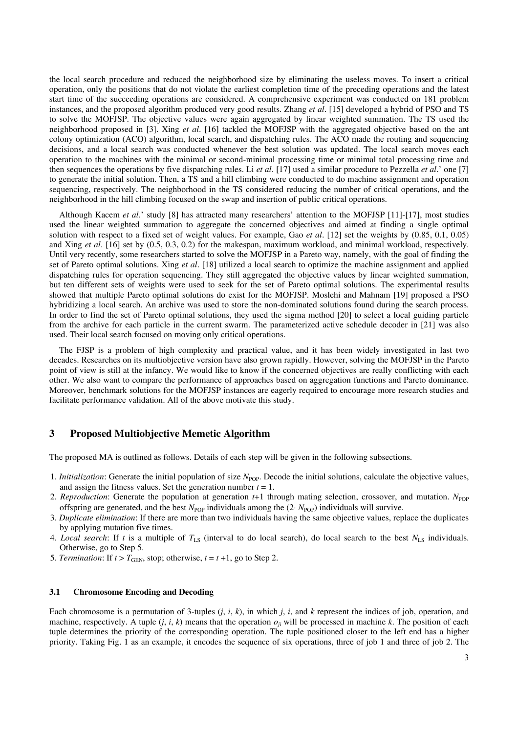the local search procedure and reduced the neighborhood size by eliminating the useless moves. To insert a critical operation, only the positions that do not violate the earliest completion time of the preceding operations and the latest start time of the succeeding operations are considered. A comprehensive experiment was conducted on 181 problem instances, and the proposed algorithm produced very good results. Zhang *et al*. [15] developed a hybrid of PSO and TS to solve the MOFJSP. The objective values were again aggregated by linear weighted summation. The TS used the neighborhood proposed in [3]. Xing *et al*. [16] tackled the MOFJSP with the aggregated objective based on the ant colony optimization (ACO) algorithm, local search, and dispatching rules. The ACO made the routing and sequencing decisions, and a local search was conducted whenever the best solution was updated. The local search moves each operation to the machines with the minimal or second-minimal processing time or minimal total processing time and then sequences the operations by five dispatching rules. Li *et al*. [17] used a similar procedure to Pezzella *et al*.' one [7] to generate the initial solution. Then, a TS and a hill climbing were conducted to do machine assignment and operation sequencing, respectively. The neighborhood in the TS considered reducing the number of critical operations, and the neighborhood in the hill climbing focused on the swap and insertion of public critical operations.

Although Kacem *et al*.' study [8] has attracted many researchers' attention to the MOFJSP [11]-[17], most studies used the linear weighted summation to aggregate the concerned objectives and aimed at finding a single optimal solution with respect to a fixed set of weight values. For example, Gao *et al*. [12] set the weights by (0.85, 0.1, 0.05) and Xing *et al*. [16] set by (0.5, 0.3, 0.2) for the makespan, maximum workload, and minimal workload, respectively. Until very recently, some researchers started to solve the MOFJSP in a Pareto way, namely, with the goal of finding the set of Pareto optimal solutions. Xing *et al*. [18] utilized a local search to optimize the machine assignment and applied dispatching rules for operation sequencing. They still aggregated the objective values by linear weighted summation, but ten different sets of weights were used to seek for the set of Pareto optimal solutions. The experimental results showed that multiple Pareto optimal solutions do exist for the MOFJSP. Moslehi and Mahnam [19] proposed a PSO hybridizing a local search. An archive was used to store the non-dominated solutions found during the search process. In order to find the set of Pareto optimal solutions, they used the sigma method [20] to select a local guiding particle from the archive for each particle in the current swarm. The parameterized active schedule decoder in [21] was also used. Their local search focused on moving only critical operations.

The FJSP is a problem of high complexity and practical value, and it has been widely investigated in last two decades. Researches on its multiobjective version have also grown rapidly. However, solving the MOFJSP in the Pareto point of view is still at the infancy. We would like to know if the concerned objectives are really conflicting with each other. We also want to compare the performance of approaches based on aggregation functions and Pareto dominance. Moreover, benchmark solutions for the MOFJSP instances are eagerly required to encourage more research studies and facilitate performance validation. All of the above motivate this study.

## 3 Proposed Multiobjective Memetic Algorithm

The proposed MA is outlined as follows. Details of each step will be given in the following subsections.

1. *Initialization*: Generate the initial population of size $N_{POP}$. Decode the initial solutions, calculate the objective values, and assign the fitness values. Set the generation number $t = 1$.
2. *Reproduction*: Generate the population at generation $t$+1 through mating selection, crossover, and mutation. $N_{POP}$ offspring are generated, and the best $N_{POP}$ individuals among the ($2 \cdot N_{POP}$) individuals will survive.
3. *Duplicate elimination*: If there are more than two individuals having the same objective values, replace the duplicates by applying mutation five times.
4. *Local search*: If $t$ is a multiple of $T_{LS}$ (interval to do local search), do local search to the best $N_{LS}$ individuals. Otherwise, go to Step 5.
5. *Termination*: If $t > T_{GEN}$, stop; otherwise, $t = t$ +1, go to Step 2.

### 3.1 Chromosome Encoding and Decoding

Each chromosome is a permutation of 3-tuples ($j$, $i$, $k$), in which $j$, $i$, and $k$ represent the indices of job, operation, and machine, respectively. A tuple ($j$, $i$, $k$) means that the operation $o_{ji}$ will be processed in machine $k$. The position of each tuple determines the priority of the corresponding operation. The tuple positioned closer to the left end has a higher priority. Taking Fig. 1 as an example, it encodes the sequence of six operations, three of job 1 and three of job 2. The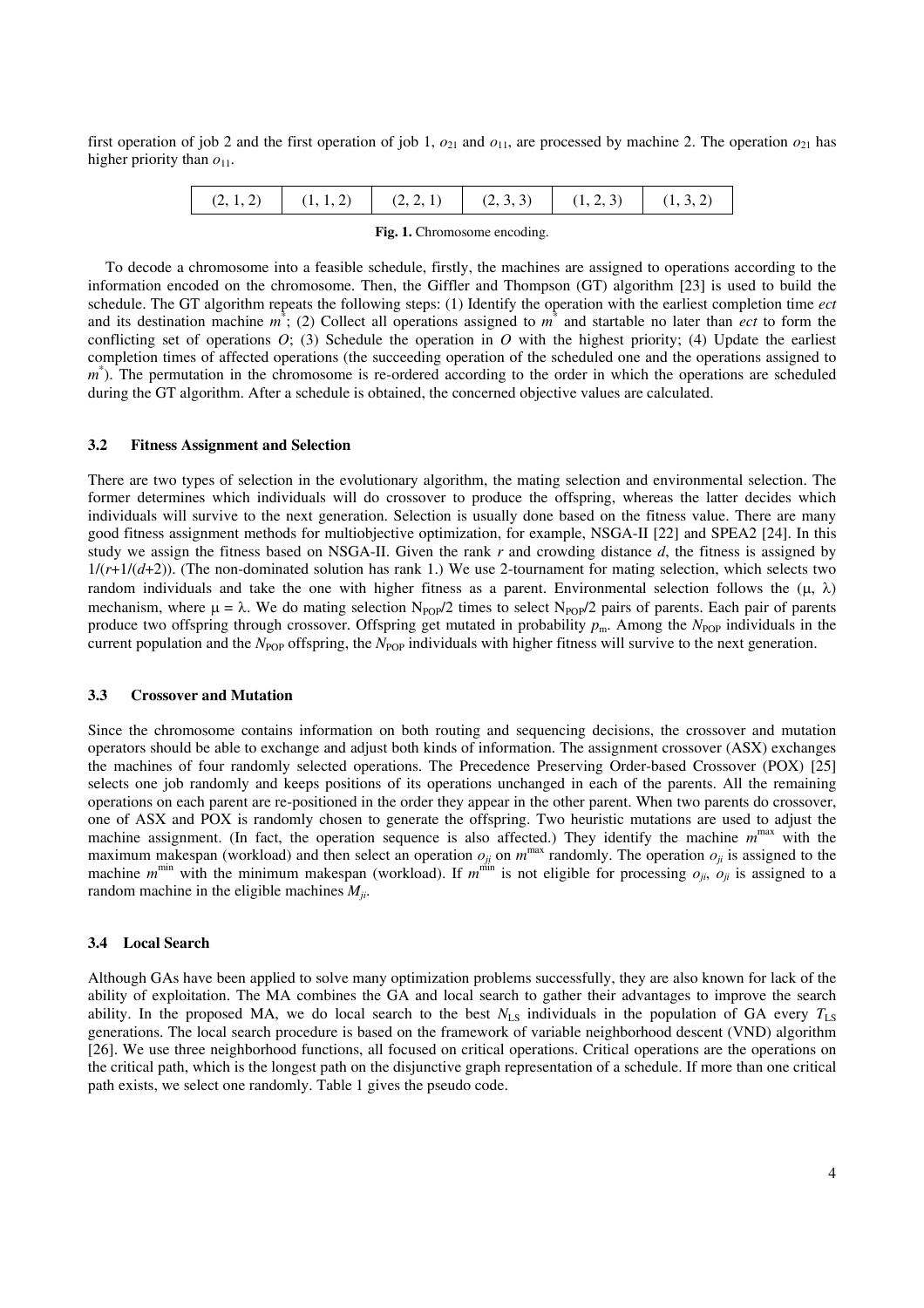first operation of job 2 and the first operation of job 1, $o_{21}$ and $o_{11}$, are processed by machine 2. The operation $o_{21}$ has higher priority than $o_{11}$.

| (2, 1, 2) | (1, 1, 2) | (2, 2, 1) | (2, 3, 3) | (1, 2, 3) | (1, 3, 2) |
|---|---|---|---|---|---|

**Fig. 1.** Chromosome encoding.

To decode a chromosome into a feasible schedule, firstly, the machines are assigned to operations according to the information encoded on the chromosome. Then, the Giffler and Thompson (GT) algorithm [23] is used to build the schedule. The GT algorithm repeats the following steps: (1) Identify the operation with the earliest completion time *ect* and its destination machine $m^*$; (2) Collect all operations assigned to $m^*$ and startable no later than *ect* to form the conflicting set of operations *O*; (3) Schedule the operation in *O* with the highest priority; (4) Update the earliest completion times of affected operations (the succeeding operation of the scheduled one and the operations assigned to $m^*$). The permutation in the chromosome is re-ordered according to the order in which the operations are scheduled during the GT algorithm. After a schedule is obtained, the concerned objective values are calculated.

### 3.2 Fitness Assignment and Selection

There are two types of selection in the evolutionary algorithm, the mating selection and environmental selection. The former determines which individuals will do crossover to produce the offspring, whereas the latter decides which individuals will survive to the next generation. Selection is usually done based on the fitness value. There are many good fitness assignment methods for multiobjective optimization, for example, NSGA-II [22] and SPEA2 [24]. In this study we assign the fitness based on NSGA-II. Given the rank *r* and crowding distance *d*, the fitness is assigned by $1/(r+1/(d+2))$. (The non-dominated solution has rank 1.) We use 2-tournament for mating selection, which selects two random individuals and take the one with higher fitness as a parent. Environmental selection follows the $(\mu, \lambda)$ mechanism, where $\mu = \lambda$. We do mating selection $N_{POP}/2$ times to select $N_{POP}/2$ pairs of parents. Each pair of parents produce two offspring through crossover. Offspring get mutated in probability $p_m$. Among the $N_{POP}$ individuals in the current population and the $N_{POP}$ offspring, the $N_{POP}$ individuals with higher fitness will survive to the next generation.

### 3.3 Crossover and Mutation

Since the chromosome contains information on both routing and sequencing decisions, the crossover and mutation operators should be able to exchange and adjust both kinds of information. The assignment crossover (ASX) exchanges the machines of four randomly selected operations. The Precedence Preserving Order-based Crossover (POX) [25] selects one job randomly and keeps positions of its operations unchanged in each of the parents. All the remaining operations on each parent are re-positioned in the order they appear in the other parent. When two parents do crossover, one of ASX and POX is randomly chosen to generate the offspring. Two heuristic mutations are used to adjust the machine assignment. (In fact, the operation sequence is also affected.) They identify the machine $m^{max}$ with the maximum makespan (workload) and then select an operation $o_{ji}$ on $m^{max}$ randomly. The operation $o_{ji}$ is assigned to the machine $m^{min}$ with the minimum makespan (workload). If $m^{min}$ is not eligible for processing $o_{ji}$, $o_{ji}$ is assigned to a random machine in the eligible machines $M_{ji}$.

### 3.4 Local Search

Although GAs have been applied to solve many optimization problems successfully, they are also known for lack of the ability of exploitation. The MA combines the GA and local search to gather their advantages to improve the search ability. In the proposed MA, we do local search to the best $N_{LS}$ individuals in the population of GA every $T_{LS}$ generations. The local search procedure is based on the framework of variable neighborhood descent (VND) algorithm [26]. We use three neighborhood functions, all focused on critical operations. Critical operations are the operations on the critical path, which is the longest path on the disjunctive graph representation of a schedule. If more than one critical path exists, we select one randomly. Table 1 gives the pseudo code.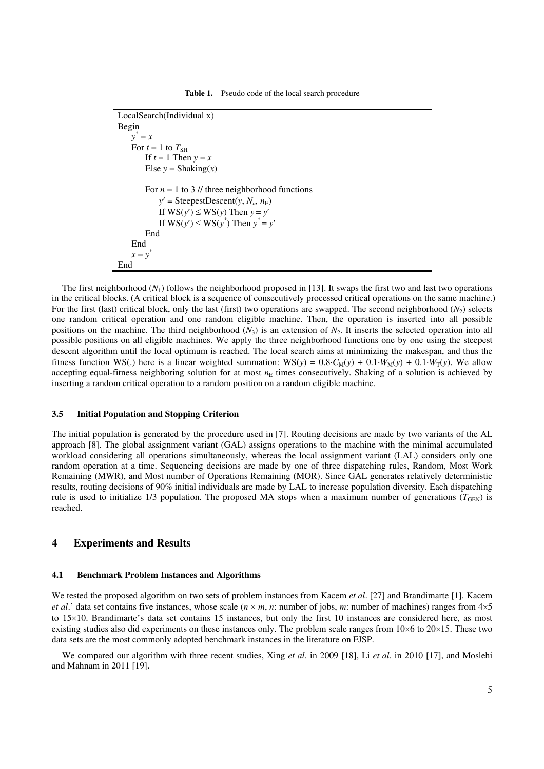**Table 1.** Pseudo code of the local search procedure

```
LocalSearch(Individual x)
Begin
    y* = x
    For t = 1 to T_SH
        If t = 1 Then y = x
        Else y = Shaking(x)

        For n = 1 to 3 // three neighborhood functions
            y′ = SteepestDescent(y, N_n, n_E)
            If WS(y′) ≤ WS(y) Then y = y′
            If WS(y′) ≤ WS(y*) Then y* = y′
        End
    End
    x = y*
End
```

The first neighborhood ($N_1$) follows the neighborhood proposed in [13]. It swaps the first two and last two operations in the critical blocks. (A critical block is a sequence of consecutively processed critical operations on the same machine.) For the first (last) critical block, only the last (first) two operations are swapped. The second neighborhood ($N_2$) selects one random critical operation and one random eligible machine. Then, the operation is inserted into all possible positions on the machine. The third neighborhood ($N_3$) is an extension of $N_2$. It inserts the selected operation into all possible positions on all eligible machines. We apply the three neighborhood functions one by one using the steepest descent algorithm until the local optimum is reached. The local search aims at minimizing the makespan, and thus the fitness function WS(.) here is a linear weighted summation: $\text{WS}(y) = 0.8 \cdot C_{\text{M}}(y) + 0.1 \cdot W_{\text{M}}(y) + 0.1 \cdot W_{\text{T}}(y)$. We allow accepting equal-fitness neighboring solution for at most $n_{\text{E}}$ times consecutively. Shaking of a solution is achieved by inserting a random critical operation to a random position on a random eligible machine.

### 3.5 Initial Population and Stopping Criterion

The initial population is generated by the procedure used in [7]. Routing decisions are made by two variants of the AL approach [8]. The global assignment variant (GAL) assigns operations to the machine with the minimal accumulated workload considering all operations simultaneously, whereas the local assignment variant (LAL) considers only one random operation at a time. Sequencing decisions are made by one of three dispatching rules, Random, Most Work Remaining (MWR), and Most number of Operations Remaining (MOR). Since GAL generates relatively deterministic results, routing decisions of 90% initial individuals are made by LAL to increase population diversity. Each dispatching rule is used to initialize 1/3 population. The proposed MA stops when a maximum number of generations ($T_{\text{GEN}}$) is reached.

## 4 Experiments and Results

### 4.1 Benchmark Problem Instances and Algorithms

We tested the proposed algorithm on two sets of problem instances from Kacem *et al*. [27] and Brandimarte [1]. Kacem *et al*.' data set contains five instances, whose scale ($n \times m$, $n$: number of jobs, $m$: number of machines) ranges from 4×5 to 15×10. Brandimarte's data set contains 15 instances, but only the first 10 instances are considered here, as most existing studies also did experiments on these instances only. The problem scale ranges from 10×6 to 20×15. These two data sets are the most commonly adopted benchmark instances in the literature on FJSP.

We compared our algorithm with three recent studies, Xing *et al*. in 2009 [18], Li *et al*. in 2010 [17], and Moslehi and Mahnam in 2011 [19].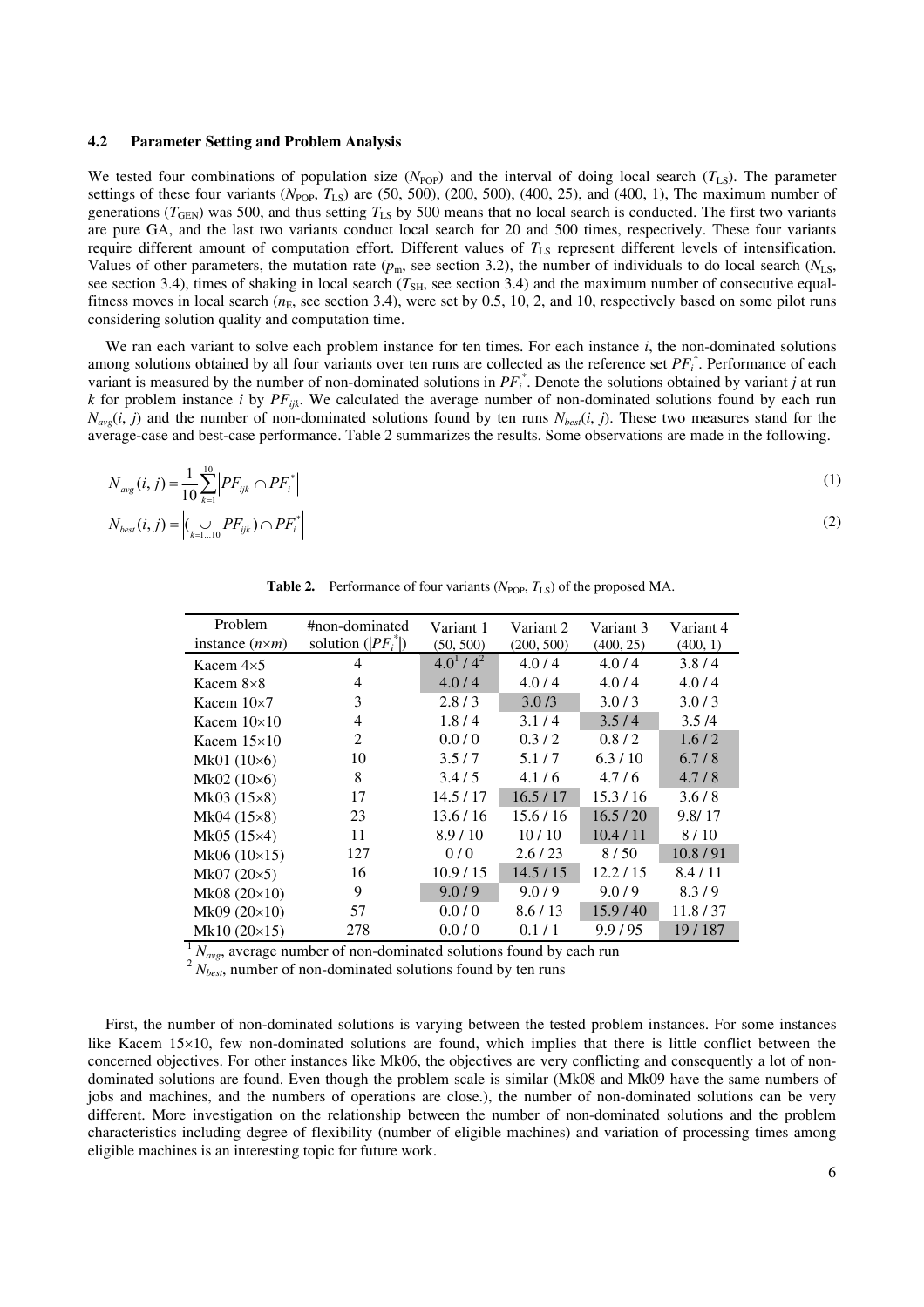### 4.2 Parameter Setting and Problem Analysis

We tested four combinations of population size ($N_{POP}$) and the interval of doing local search ($T_{LS}$). The parameter settings of these four variants ($N_{POP}$, $T_{LS}$) are (50, 500), (200, 500), (400, 25), and (400, 1), The maximum number of generations ($T_{GEN}$) was 500, and thus setting $T_{LS}$ by 500 means that no local search is conducted. The first two variants are pure GA, and the last two variants conduct local search for 20 and 500 times, respectively. These four variants require different amount of computation effort. Different values of $T_{LS}$ represent different levels of intensification. Values of other parameters, the mutation rate ($p_m$, see section 3.2), the number of individuals to do local search ($N_{LS}$, see section 3.4), times of shaking in local search ($T_{SH}$, see section 3.4) and the maximum number of consecutive equal-fitness moves in local search ($n_E$, see section 3.4), were set by 0.5, 10, 2, and 10, respectively based on some pilot runs considering solution quality and computation time.

We ran each variant to solve each problem instance for ten times. For each instance $i$, the non-dominated solutions among solutions obtained by all four variants over ten runs are collected as the reference set $PF_i^*$. Performance of each variant is measured by the number of non-dominated solutions in $PF_i^*$. Denote the solutions obtained by variant $j$ at run $k$ for problem instance $i$ by $PF_{ijk}$. We calculated the average number of non-dominated solutions found by each run $N_{avg}(i, j)$ and the number of non-dominated solutions found by ten runs $N_{best}(i, j)$. These two measures stand for the average-case and best-case performance. Table 2 summarizes the results. Some observations are made in the following.

$$N_{avg}(i,j) = \frac{1}{10}\sum_{k=1}^{10}\left|PF_{ijk} \cap PF_i^*\right| \tag{1}$$

$$N_{best}(i,j) = \left|\left(\bigcup_{k=1\ldots10} PF_{ijk}\right) \cap PF_i^*\right| \tag{2}$$

**Table 2.** Performance of four variants ($N_{POP}$, $T_{LS}$) of the proposed MA.

| Problem instance ($n$×$m$) | #non-dominated solution ($\lvert PF_i^*\rvert$) | Variant 1 (50, 500) | Variant 2 (200, 500) | Variant 3 (400, 25) | Variant 4 (400, 1) |
|---|---|---|---|---|---|
| Kacem 4×5 | 4 | 4.0[1] / 4[2] | 4.0 / 4 | 4.0 / 4 | 3.8 / 4 |
| Kacem 8×8 | 4 | 4.0 / 4 | 4.0 / 4 | 4.0 / 4 | 4.0 / 4 |
| Kacem 10×7 | 3 | 2.8 / 3 | 3.0 /3 | 3.0 / 3 | 3.0 / 3 |
| Kacem 10×10 | 4 | 1.8 / 4 | 3.1 / 4 | 3.5 / 4 | 3.5 /4 |
| Kacem 15×10 | 2 | 0.0 / 0 | 0.3 / 2 | 0.8 / 2 | 1.6 / 2 |
| Mk01 (10×6) | 10 | 3.5 / 7 | 5.1 / 7 | 6.3 / 10 | 6.7 / 8 |
| Mk02 (10×6) | 8 | 3.4 / 5 | 4.1 / 6 | 4.7 / 6 | 4.7 / 8 |
| Mk03 (15×8) | 17 | 14.5 / 17 | 16.5 / 17 | 15.3 / 16 | 3.6 / 8 |
| Mk04 (15×8) | 23 | 13.6 / 16 | 15.6 / 16 | 16.5 / 20 | 9.8/ 17 |
| Mk05 (15×4) | 11 | 8.9 / 10 | 10 / 10 | 10.4 / 11 | 8 / 10 |
| Mk06 (10×15) | 127 | 0 / 0 | 2.6 / 23 | 8 / 50 | 10.8 / 91 |
| Mk07 (20×5) | 16 | 10.9 / 15 | 14.5 / 15 | 12.2 / 15 | 8.4 / 11 |
| Mk08 (20×10) | 9 | 9.0 / 9 | 9.0 / 9 | 9.0 / 9 | 8.3 / 9 |
| Mk09 (20×10) | 57 | 0.0 / 0 | 8.6 / 13 | 15.9 / 40 | 11.8 / 37 |
| Mk10 (20×15) | 278 | 0.0 / 0 | 0.1 / 1 | 9.9 / 95 | 19 / 187 |

[1] $N_{avg}$, average number of non-dominated solutions found by each run
[2] $N_{best}$, number of non-dominated solutions found by ten runs

First, the number of non-dominated solutions is varying between the tested problem instances. For some instances like Kacem 15×10, few non-dominated solutions are found, which implies that there is little conflict between the concerned objectives. For other instances like Mk06, the objectives are very conflicting and consequently a lot of non-dominated solutions are found. Even though the problem scale is similar (Mk08 and Mk09 have the same numbers of jobs and machines, and the numbers of operations are close.), the number of non-dominated solutions can be very different. More investigation on the relationship between the number of non-dominated solutions and the problem characteristics including degree of flexibility (number of eligible machines) and variation of processing times among eligible machines is an interesting topic for future work.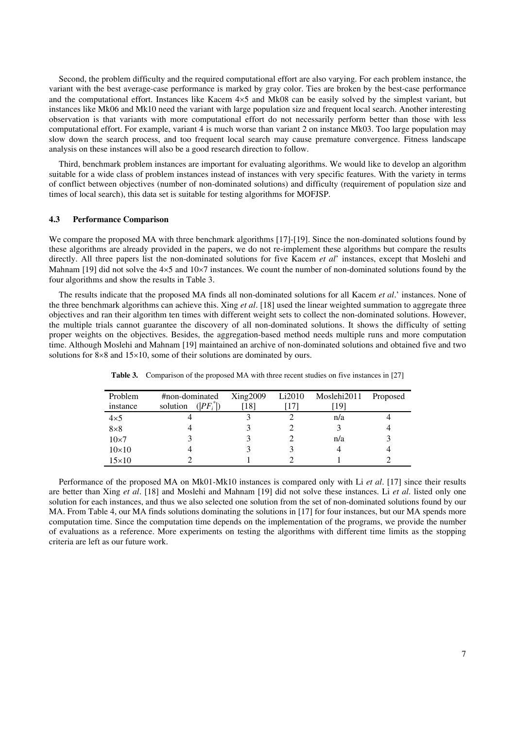Second, the problem difficulty and the required computational effort are also varying. For each problem instance, the variant with the best average-case performance is marked by gray color. Ties are broken by the best-case performance and the computational effort. Instances like Kacem 4×5 and Mk08 can be easily solved by the simplest variant, but instances like Mk06 and Mk10 need the variant with large population size and frequent local search. Another interesting observation is that variants with more computational effort do not necessarily perform better than those with less computational effort. For example, variant 4 is much worse than variant 2 on instance Mk03. Too large population may slow down the search process, and too frequent local search may cause premature convergence. Fitness landscape analysis on these instances will also be a good research direction to follow.

Third, benchmark problem instances are important for evaluating algorithms. We would like to develop an algorithm suitable for a wide class of problem instances instead of instances with very specific features. With the variety in terms of conflict between objectives (number of non-dominated solutions) and difficulty (requirement of population size and times of local search), this data set is suitable for testing algorithms for MOFJSP.

### 4.3 Performance Comparison

We compare the proposed MA with three benchmark algorithms [17]-[19]. Since the non-dominated solutions found by these algorithms are already provided in the papers, we do not re-implement these algorithms but compare the results directly. All three papers list the non-dominated solutions for five Kacem *et al*' instances, except that Moslehi and Mahnam [19] did not solve the 4×5 and 10×7 instances. We count the number of non-dominated solutions found by the four algorithms and show the results in Table 3.

The results indicate that the proposed MA finds all non-dominated solutions for all Kacem *et al*.' instances. None of the three benchmark algorithms can achieve this. Xing *et al*. [18] used the linear weighted summation to aggregate three objectives and ran their algorithm ten times with different weight sets to collect the non-dominated solutions. However, the multiple trials cannot guarantee the discovery of all non-dominated solutions. It shows the difficulty of setting proper weights on the objectives. Besides, the aggregation-based method needs multiple runs and more computation time. Although Moslehi and Mahnam [19] maintained an archive of non-dominated solutions and obtained five and two solutions for 8×8 and 15×10, some of their solutions are dominated by ours.

**Table 3.** Comparison of the proposed MA with three recent studies on five instances in [27]

| Problem instance | #non-dominated solution ($\lvert PF_i^* \rvert$) | Xing2009 [18] | Li2010 [17] | Moslehi2011 [19] | Proposed |
|---|---|---|---|---|---|
| 4×5 | 4 | 3 | 2 | n/a | 4 |
| 8×8 | 4 | 3 | 2 | 3 | 4 |
| 10×7 | 3 | 3 | 2 | n/a | 3 |
| 10×10 | 4 | 3 | 3 | 4 | 4 |
| 15×10 | 2 | 1 | 2 | 1 | 2 |

Performance of the proposed MA on Mk01-Mk10 instances is compared only with Li *et al*. [17] since their results are better than Xing *et al*. [18] and Moslehi and Mahnam [19] did not solve these instances. Li *et al*. listed only one solution for each instances, and thus we also selected one solution from the set of non-dominated solutions found by our MA. From Table 4, our MA finds solutions dominating the solutions in [17] for four instances, but our MA spends more computation time. Since the computation time depends on the implementation of the programs, we provide the number of evaluations as a reference. More experiments on testing the algorithms with different time limits as the stopping criteria are left as our future work.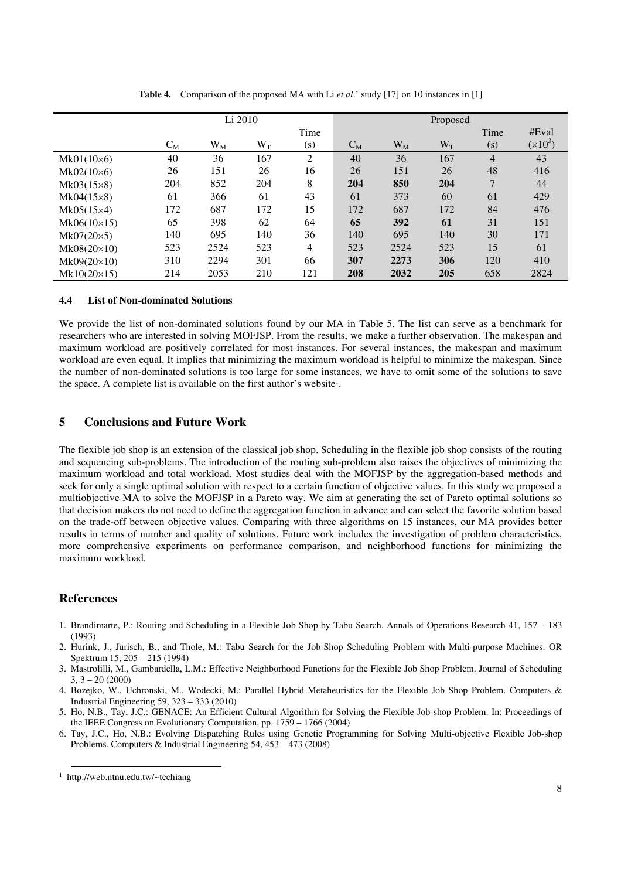**Table 4.** Comparison of the proposed MA with Li *et al*.' study [17] on 10 instances in [1]

| | Li 2010 | | | | Proposed | | | | |
|---|---|---|---|---|---|---|---|---|---|
| | $C_M$ | $W_M$ | $W_T$ | Time (s) | $C_M$ | $W_M$ | $W_T$ | Time (s) | #Eval ($\times 10^3$) |
| Mk01(10×6) | 40 | 36 | 167 | 2 | 40 | 36 | 167 | 4 | 43 |
| Mk02(10×6) | 26 | 151 | 26 | 16 | 26 | 151 | 26 | 48 | 416 |
| Mk03(15×8) | 204 | 852 | 204 | 8 | **204** | **850** | **204** | 7 | 44 |
| Mk04(15×8) | 61 | 366 | 61 | 43 | 61 | 373 | 60 | 61 | 429 |
| Mk05(15×4) | 172 | 687 | 172 | 15 | 172 | 687 | 172 | 84 | 476 |
| Mk06(10×15) | 65 | 398 | 62 | 64 | **65** | **392** | **61** | 31 | 151 |
| Mk07(20×5) | 140 | 695 | 140 | 36 | 140 | 695 | 140 | 30 | 171 |
| Mk08(20×10) | 523 | 2524 | 523 | 4 | 523 | 2524 | 523 | 15 | 61 |
| Mk09(20×10) | 310 | 2294 | 301 | 66 | **307** | **2273** | **306** | 120 | 410 |
| Mk10(20×15) | 214 | 2053 | 210 | 121 | **208** | **2032** | **205** | 658 | 2824 |

### 4.4 List of Non-dominated Solutions

We provide the list of non-dominated solutions found by our MA in Table 5. The list can serve as a benchmark for researchers who are interested in solving MOFJSP. From the results, we make a further observation. The makespan and maximum workload are positively correlated for most instances. For several instances, the makespan and maximum workload are even equal. It implies that minimizing the maximum workload is helpful to minimize the makespan. Since the number of non-dominated solutions is too large for some instances, we have to omit some of the solutions to save the space. A complete list is available on the first author's website[1].

## 5 Conclusions and Future Work

The flexible job shop is an extension of the classical job shop. Scheduling in the flexible job shop consists of the routing and sequencing sub-problems. The introduction of the routing sub-problem also raises the objectives of minimizing the maximum workload and total workload. Most studies deal with the MOFJSP by the aggregation-based methods and seek for only a single optimal solution with respect to a certain function of objective values. In this study we proposed a multiobjective MA to solve the MOFJSP in a Pareto way. We aim at generating the set of Pareto optimal solutions so that decision makers do not need to define the aggregation function in advance and can select the favorite solution based on the trade-off between objective values. Comparing with three algorithms on 15 instances, our MA provides better results in terms of number and quality of solutions. Future work includes the investigation of problem characteristics, more comprehensive experiments on performance comparison, and neighborhood functions for minimizing the maximum workload.

## References

1. Brandimarte, P.: Routing and Scheduling in a Flexible Job Shop by Tabu Search. Annals of Operations Research 41, 157 – 183 (1993)
2. Hurink, J., Jurisch, B., and Thole, M.: Tabu Search for the Job-Shop Scheduling Problem with Multi-purpose Machines. OR Spektrum 15, 205 – 215 (1994)
3. Mastrolilli, M., Gambardella, L.M.: Effective Neighborhood Functions for the Flexible Job Shop Problem. Journal of Scheduling 3, 3 – 20 (2000)
4. Bozejko, W., Uchronski, M., Wodecki, M.: Parallel Hybrid Metaheuristics for the Flexible Job Shop Problem. Computers & Industrial Engineering 59, 323 – 333 (2010)
5. Ho, N.B., Tay, J.C.: GENACE: An Efficient Cultural Algorithm for Solving the Flexible Job-shop Problem. In: Proceedings of the IEEE Congress on Evolutionary Computation, pp. 1759 – 1766 (2004)
6. Tay, J.C., Ho, N.B.: Evolving Dispatching Rules using Genetic Programming for Solving Multi-objective Flexible Job-shop Problems. Computers & Industrial Engineering 54, 453 – 473 (2008)

[1] http://web.ntnu.edu.tw/~tcchiang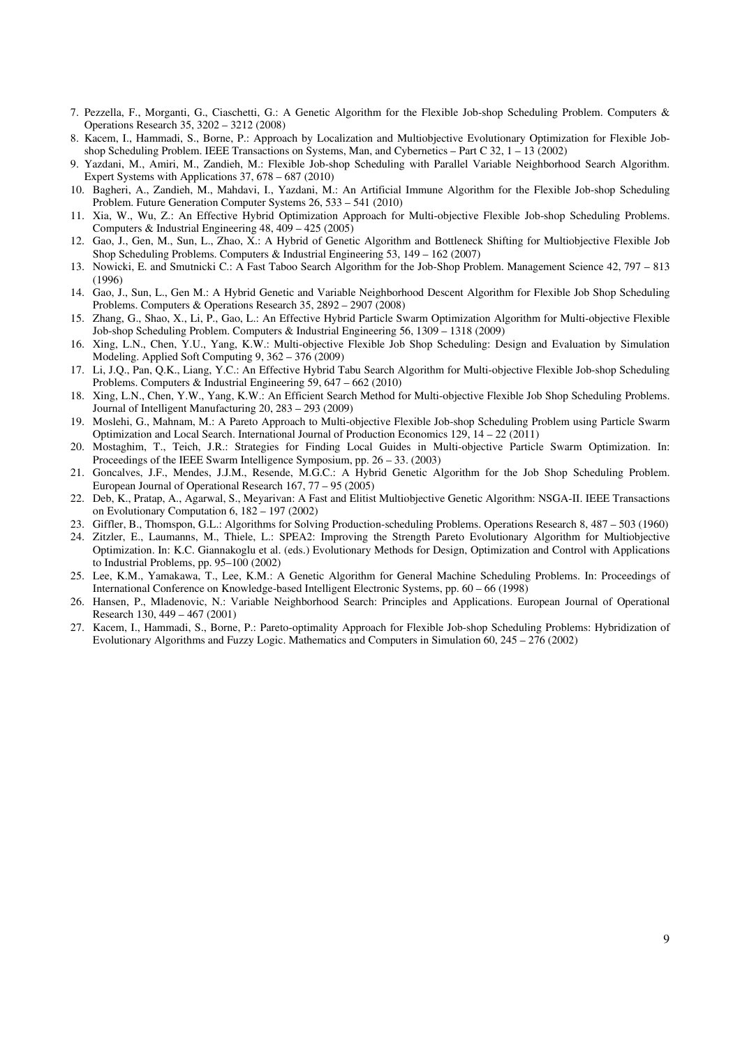7. Pezzella, F., Morganti, G., Ciaschetti, G.: A Genetic Algorithm for the Flexible Job-shop Scheduling Problem. Computers & Operations Research 35, 3202 – 3212 (2008)
8. Kacem, I., Hammadi, S., Borne, P.: Approach by Localization and Multiobjective Evolutionary Optimization for Flexible Job-shop Scheduling Problem. IEEE Transactions on Systems, Man, and Cybernetics – Part C 32, 1 – 13 (2002)
9. Yazdani, M., Amiri, M., Zandieh, M.: Flexible Job-shop Scheduling with Parallel Variable Neighborhood Search Algorithm. Expert Systems with Applications 37, 678 – 687 (2010)
10. Bagheri, A., Zandieh, M., Mahdavi, I., Yazdani, M.: An Artificial Immune Algorithm for the Flexible Job-shop Scheduling Problem. Future Generation Computer Systems 26, 533 – 541 (2010)
11. Xia, W., Wu, Z.: An Effective Hybrid Optimization Approach for Multi-objective Flexible Job-shop Scheduling Problems. Computers & Industrial Engineering 48, 409 – 425 (2005)
12. Gao, J., Gen, M., Sun, L., Zhao, X.: A Hybrid of Genetic Algorithm and Bottleneck Shifting for Multiobjective Flexible Job Shop Scheduling Problems. Computers & Industrial Engineering 53, 149 – 162 (2007)
13. Nowicki, E. and Smutnicki C.: A Fast Taboo Search Algorithm for the Job-Shop Problem. Management Science 42, 797 – 813 (1996)
14. Gao, J., Sun, L., Gen M.: A Hybrid Genetic and Variable Neighborhood Descent Algorithm for Flexible Job Shop Scheduling Problems. Computers & Operations Research 35, 2892 – 2907 (2008)
15. Zhang, G., Shao, X., Li, P., Gao, L.: An Effective Hybrid Particle Swarm Optimization Algorithm for Multi-objective Flexible Job-shop Scheduling Problem. Computers & Industrial Engineering 56, 1309 – 1318 (2009)
16. Xing, L.N., Chen, Y.U., Yang, K.W.: Multi-objective Flexible Job Shop Scheduling: Design and Evaluation by Simulation Modeling. Applied Soft Computing 9, 362 – 376 (2009)
17. Li, J.Q., Pan, Q.K., Liang, Y.C.: An Effective Hybrid Tabu Search Algorithm for Multi-objective Flexible Job-shop Scheduling Problems. Computers & Industrial Engineering 59, 647 – 662 (2010)
18. Xing, L.N., Chen, Y.W., Yang, K.W.: An Efficient Search Method for Multi-objective Flexible Job Shop Scheduling Problems. Journal of Intelligent Manufacturing 20, 283 – 293 (2009)
19. Moslehi, G., Mahnam, M.: A Pareto Approach to Multi-objective Flexible Job-shop Scheduling Problem using Particle Swarm Optimization and Local Search. International Journal of Production Economics 129, 14 – 22 (2011)
20. Mostaghim, T., Teich, J.R.: Strategies for Finding Local Guides in Multi-objective Particle Swarm Optimization. In: Proceedings of the IEEE Swarm Intelligence Symposium, pp. 26 – 33. (2003)
21. Goncalves, J.F., Mendes, J.J.M., Resende, M.G.C.: A Hybrid Genetic Algorithm for the Job Shop Scheduling Problem. European Journal of Operational Research 167, 77 – 95 (2005)
22. Deb, K., Pratap, A., Agarwal, S., Meyarivan: A Fast and Elitist Multiobjective Genetic Algorithm: NSGA-II. IEEE Transactions on Evolutionary Computation 6, 182 – 197 (2002)
23. Giffler, B., Thomspon, G.L.: Algorithms for Solving Production-scheduling Problems. Operations Research 8, 487 – 503 (1960)
24. Zitzler, E., Laumanns, M., Thiele, L.: SPEA2: Improving the Strength Pareto Evolutionary Algorithm for Multiobjective Optimization. In: K.C. Giannakoglu et al. (eds.) Evolutionary Methods for Design, Optimization and Control with Applications to Industrial Problems, pp. 95–100 (2002)
25. Lee, K.M., Yamakawa, T., Lee, K.M.: A Genetic Algorithm for General Machine Scheduling Problems. In: Proceedings of International Conference on Knowledge-based Intelligent Electronic Systems, pp. 60 – 66 (1998)
26. Hansen, P., Mladenovic, N.: Variable Neighborhood Search: Principles and Applications. European Journal of Operational Research 130, 449 – 467 (2001)
27. Kacem, I., Hammadi, S., Borne, P.: Pareto-optimality Approach for Flexible Job-shop Scheduling Problems: Hybridization of Evolutionary Algorithms and Fuzzy Logic. Mathematics and Computers in Simulation 60, 245 – 276 (2002)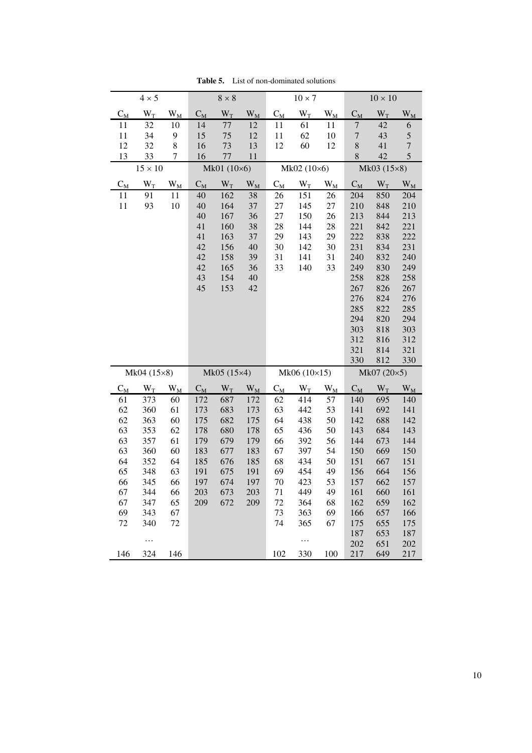**Table 5.** List of non-dominated solutions

| 4 × 5 | | | 8 × 8 | | | 10 × 7 | | | 10 × 10 | | |
|---|---|---|---|---|---|---|---|---|---|---|---|
| $C_M$ | $W_T$ | $W_M$ | $C_M$ | $W_T$ | $W_M$ | $C_M$ | $W_T$ | $W_M$ | $C_M$ | $W_T$ | $W_M$ |
| 11 | 32 | 10 | 14 | 77 | 12 | 11 | 61 | 11 | 7 | 42 | 6 |
| 11 | 34 | 9 | 15 | 75 | 12 | 11 | 62 | 10 | 7 | 43 | 5 |
| 12 | 32 | 8 | 16 | 73 | 13 | 12 | 60 | 12 | 8 | 41 | 7 |
| 13 | 33 | 7 | 16 | 77 | 11 | | | | 8 | 42 | 5 |
| **15 × 10** | | | **Mk01 (10×6)** | | | **Mk02 (10×6)** | | | **Mk03 (15×8)** | | |
| $C_M$ | $W_T$ | $W_M$ | $C_M$ | $W_T$ | $W_M$ | $C_M$ | $W_T$ | $W_M$ | $C_M$ | $W_T$ | $W_M$ |
| 11 | 91 | 11 | 40 | 162 | 38 | 26 | 151 | 26 | 204 | 850 | 204 |
| 11 | 93 | 10 | 40 | 164 | 37 | 27 | 145 | 27 | 210 | 848 | 210 |
| | | | 40 | 167 | 36 | 27 | 150 | 26 | 213 | 844 | 213 |
| | | | 41 | 160 | 38 | 28 | 144 | 28 | 221 | 842 | 221 |
| | | | 41 | 163 | 37 | 29 | 143 | 29 | 222 | 838 | 222 |
| | | | 42 | 156 | 40 | 30 | 142 | 30 | 231 | 834 | 231 |
| | | | 42 | 158 | 39 | 31 | 141 | 31 | 240 | 832 | 240 |
| | | | 42 | 165 | 36 | 33 | 140 | 33 | 249 | 830 | 249 |
| | | | 43 | 154 | 40 | | | | 258 | 828 | 258 |
| | | | 45 | 153 | 42 | | | | 267 | 826 | 267 |
| | | | | | | | | | 276 | 824 | 276 |
| | | | | | | | | | 285 | 822 | 285 |
| | | | | | | | | | 294 | 820 | 294 |
| | | | | | | | | | 303 | 818 | 303 |
| | | | | | | | | | 312 | 816 | 312 |
| | | | | | | | | | 321 | 814 | 321 |
| | | | | | | | | | 330 | 812 | 330 |
| **Mk04 (15×8)** | | | **Mk05 (15×4)** | | | **Mk06 (10×15)** | | | **Mk07 (20×5)** | | |
| $C_M$ | $W_T$ | $W_M$ | $C_M$ | $W_T$ | $W_M$ | $C_M$ | $W_T$ | $W_M$ | $C_M$ | $W_T$ | $W_M$ |
| 61 | 373 | 60 | 172 | 687 | 172 | 62 | 414 | 57 | 140 | 695 | 140 |
| 62 | 360 | 61 | 173 | 683 | 173 | 63 | 442 | 53 | 141 | 692 | 141 |
| 62 | 363 | 60 | 175 | 682 | 175 | 64 | 438 | 50 | 142 | 688 | 142 |
| 63 | 353 | 62 | 178 | 680 | 178 | 65 | 436 | 50 | 143 | 684 | 143 |
| 63 | 357 | 61 | 179 | 679 | 179 | 66 | 392 | 56 | 144 | 673 | 144 |
| 63 | 360 | 60 | 183 | 677 | 183 | 67 | 397 | 54 | 150 | 669 | 150 |
| 64 | 352 | 64 | 185 | 676 | 185 | 68 | 434 | 50 | 151 | 667 | 151 |
| 65 | 348 | 63 | 191 | 675 | 191 | 69 | 454 | 49 | 156 | 664 | 156 |
| 66 | 345 | 66 | 197 | 674 | 197 | 70 | 423 | 53 | 157 | 662 | 157 |
| 67 | 344 | 66 | 203 | 673 | 203 | 71 | 449 | 49 | 161 | 660 | 161 |
| 67 | 347 | 65 | 209 | 672 | 209 | 72 | 364 | 68 | 162 | 659 | 162 |
| 69 | 343 | 67 | | | | 73 | 363 | 69 | 166 | 657 | 166 |
| 72 | 340 | 72 | | | | 74 | 365 | 67 | 175 | 655 | 175 |
| | … | | | | | | … | | 187 | 653 | 187 |
| | | | | | | | | | 202 | 651 | 202 |
| 146 | 324 | 146 | | | | 102 | 330 | 100 | 217 | 649 | 217 |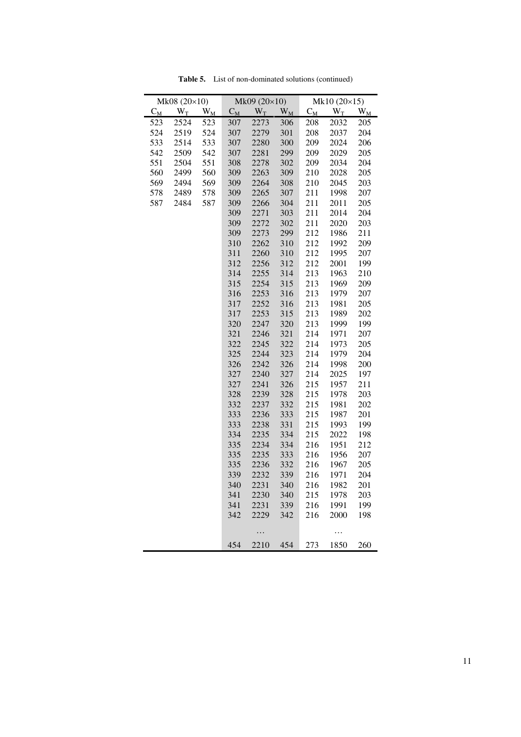**Table 5.** List of non-dominated solutions (continued)

| Mk08 (20×10) | | | Mk09 (20×10) | | | Mk10 (20×15) | | |
|---|---|---|---|---|---|---|---|---|
| $C_M$ | $W_T$ | $W_M$ | $C_M$ | $W_T$ | $W_M$ | $C_M$ | $W_T$ | $W_M$ |
| 523 | 2524 | 523 | 307 | 2273 | 306 | 208 | 2032 | 205 |
| 524 | 2519 | 524 | 307 | 2279 | 301 | 208 | 2037 | 204 |
| 533 | 2514 | 533 | 307 | 2280 | 300 | 209 | 2024 | 206 |
| 542 | 2509 | 542 | 307 | 2281 | 299 | 209 | 2029 | 205 |
| 551 | 2504 | 551 | 308 | 2278 | 302 | 209 | 2034 | 204 |
| 560 | 2499 | 560 | 309 | 2263 | 309 | 210 | 2028 | 205 |
| 569 | 2494 | 569 | 309 | 2264 | 308 | 210 | 2045 | 203 |
| 578 | 2489 | 578 | 309 | 2265 | 307 | 211 | 1998 | 207 |
| 587 | 2484 | 587 | 309 | 2266 | 304 | 211 | 2011 | 205 |
| | | | 309 | 2271 | 303 | 211 | 2014 | 204 |
| | | | 309 | 2272 | 302 | 211 | 2020 | 203 |
| | | | 309 | 2273 | 299 | 212 | 1986 | 211 |
| | | | 310 | 2262 | 310 | 212 | 1992 | 209 |
| | | | 311 | 2260 | 310 | 212 | 1995 | 207 |
| | | | 312 | 2256 | 312 | 212 | 2001 | 199 |
| | | | 314 | 2255 | 314 | 213 | 1963 | 210 |
| | | | 315 | 2254 | 315 | 213 | 1969 | 209 |
| | | | 316 | 2253 | 316 | 213 | 1979 | 207 |
| | | | 317 | 2252 | 316 | 213 | 1981 | 205 |
| | | | 317 | 2253 | 315 | 213 | 1989 | 202 |
| | | | 320 | 2247 | 320 | 213 | 1999 | 199 |
| | | | 321 | 2246 | 321 | 214 | 1971 | 207 |
| | | | 322 | 2245 | 322 | 214 | 1973 | 205 |
| | | | 325 | 2244 | 323 | 214 | 1979 | 204 |
| | | | 326 | 2242 | 326 | 214 | 1998 | 200 |
| | | | 327 | 2240 | 327 | 214 | 2025 | 197 |
| | | | 327 | 2241 | 326 | 215 | 1957 | 211 |
| | | | 328 | 2239 | 328 | 215 | 1978 | 203 |
| | | | 332 | 2237 | 332 | 215 | 1981 | 202 |
| | | | 333 | 2236 | 333 | 215 | 1987 | 201 |
| | | | 333 | 2238 | 331 | 215 | 1993 | 199 |
| | | | 334 | 2235 | 334 | 215 | 2022 | 198 |
| | | | 335 | 2234 | 334 | 216 | 1951 | 212 |
| | | | 335 | 2235 | 333 | 216 | 1956 | 207 |
| | | | 335 | 2236 | 332 | 216 | 1967 | 205 |
| | | | 339 | 2232 | 339 | 216 | 1971 | 204 |
| | | | 340 | 2231 | 340 | 216 | 1982 | 201 |
| | | | 341 | 2230 | 340 | 215 | 1978 | 203 |
| | | | 341 | 2231 | 339 | 216 | 1991 | 199 |
| | | | 342 | 2229 | 342 | 216 | 2000 | 198 |
| | | | | … | | | … | |
| | | | 454 | 2210 | 454 | 273 | 1850 | 260 |